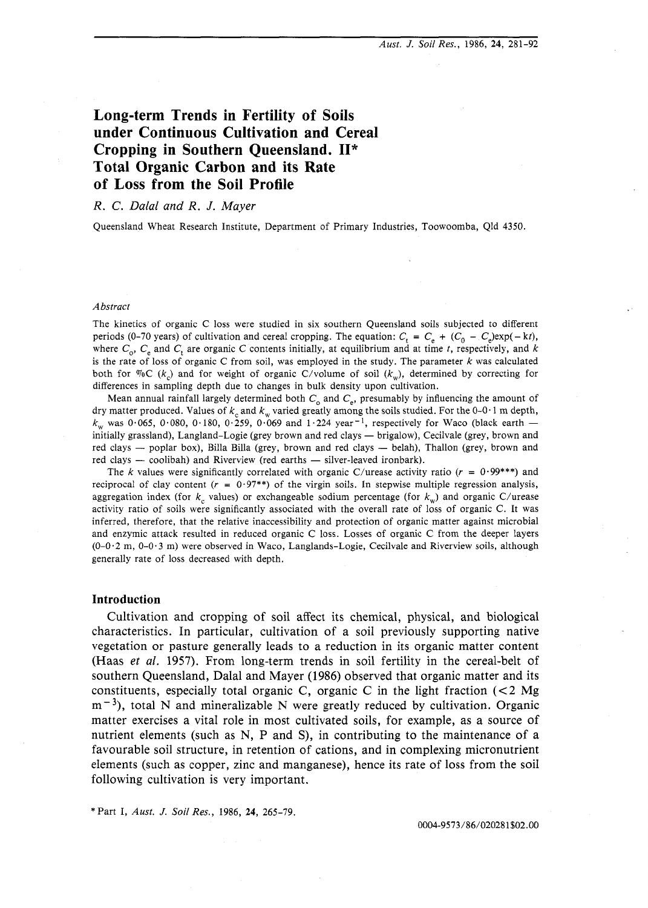# Long-term Trends in Fertility of Soils under Continuous Cultivation and Cereal Cropping in Southern Queensland. II* Total Organic Carbon and its Rate of Loss from the Soil Profile

*R. C. Dalal and R. J. Mayer*

Queensland Wheat Research Institute, Department of Primary Industries, Toowoomba, Qld 4350.

### *Abstract*

The kinetics of organic C loss were studied in six southern Queensland soils subjected to different periods (0–70 years) of cultivation and cereal cropping. The equation: $C_t = C_e + (C_0 - C_e)\exp(-kt)$, where $C_0$, $C_e$ and $C_t$ are organic C contents initially, at equilibrium and at time $t$, respectively, and $k$ is the rate of loss of organic C from soil, was employed in the study. The parameter $k$ was calculated both for %C ($k_c$) and for weight of organic C/volume of soil ($k_w$), determined by correcting for differences in sampling depth due to changes in bulk density upon cultivation.

Mean annual rainfall largely determined both $C_0$ and $C_e$, presumably by influencing the amount of dry matter produced. Values of $k_c$ and $k_w$ varied greatly among the soils studied. For the 0–0·1 m depth, $k_w$ was 0·065, 0·080, 0·180, 0·259, 0·069 and 1·224 year$^{-1}$, respectively for Waco (black earth — initially grassland), Langland-Logie (grey brown and red clays — brigalow), Cecilvale (grey, brown and red clays — poplar box), Billa Billa (grey, brown and red clays — belah), Thallon (grey, brown and red clays — coolibah) and Riverview (red earths — silver-leaved ironbark).

The $k$ values were significantly correlated with organic C/urease activity ratio ($r = 0·99$***) and reciprocal of clay content ($r = 0·97$**) of the virgin soils. In stepwise multiple regression analysis, aggregation index (for $k_c$ values) or exchangeable sodium percentage (for $k_w$) and organic C/urease activity ratio of soils were significantly associated with the overall rate of loss of organic C. It was inferred, therefore, that the relative inaccessibility and protection of organic matter against microbial and enzymic attack resulted in reduced organic C loss. Losses of organic C from the deeper layers (0–0·2 m, 0–0·3 m) were observed in Waco, Langlands-Logie, Cecilvale and Riverview soils, although generally rate of loss decreased with depth.

## Introduction

Cultivation and cropping of soil affect its chemical, physical, and biological characteristics. In particular, cultivation of a soil previously supporting native vegetation or pasture generally leads to a reduction in its organic matter content (Haas *et al.* 1957). From long-term trends in soil fertility in the cereal-belt of southern Queensland, Dalal and Mayer (1986) observed that organic matter and its constituents, especially total organic C, organic C in the light fraction (<2 Mg m$^{-3}$), total N and mineralizable N were greatly reduced by cultivation. Organic matter exercises a vital role in most cultivated soils, for example, as a source of nutrient elements (such as N, P and S), in contributing to the maintenance of a favourable soil structure, in retention of cations, and in complexing micronutrient elements (such as copper, zinc and manganese), hence its rate of loss from the soil following cultivation is very important.

\*Part I, *Aust. J. Soil Res.*, 1986, **24**, 265–79.

0004-9573/86/020281$02.00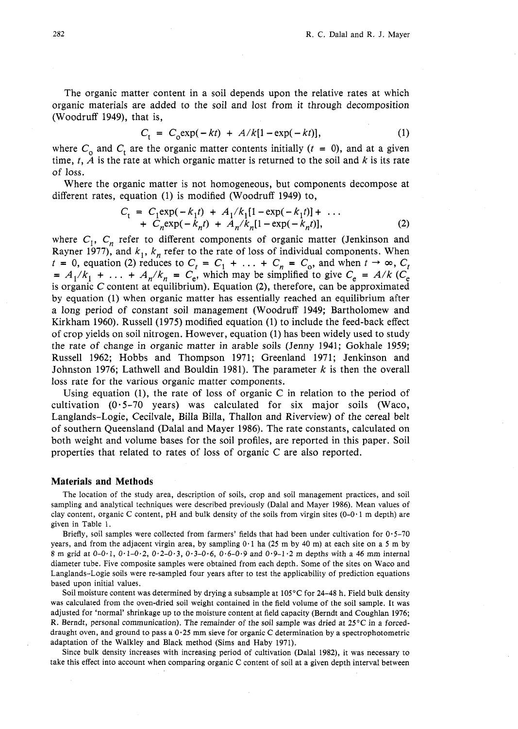The organic matter content in a soil depends upon the relative rates at which organic materials are added to the soil and lost from it through decomposition (Woodruff 1949), that is,

$$C_t = C_0\exp(-kt) + A/k[1-\exp(-kt)], \tag{1}$$

where $C_0$ and $C_t$ are the organic matter contents initially ($t = 0$), and at a given time, $t$, $A$ is the rate at which organic matter is returned to the soil and $k$ is its rate of loss.

Where the organic matter is not homogeneous, but components decompose at different rates, equation (1) is modified (Woodruff 1949) to,

$$C_t = C_1\exp(-k_1t) + A_1/k_1[1-\exp(-k_1t)] + \ldots + C_n\exp(-k_nt) + A_n/k_n[1-\exp(-k_nt)], \tag{2}$$

where $C_1$, $C_n$ refer to different components of organic matter (Jenkinson and Rayner 1977), and $k_1$, $k_n$ refer to the rate of loss of individual components. When $t = 0$, equation (2) reduces to $C_t = C_1 + \ldots + C_n = C_0$, and when $t \rightarrow \infty$, $C_t = A_1/k_1 + \ldots + A_n/k_n = C_e$, which may be simplified to give $C_e = A/k$ ($C_e$ is organic C content at equilibrium). Equation (2), therefore, can be approximated by equation (1) when organic matter has essentially reached an equilibrium after a long period of constant soil management (Woodruff 1949; Bartholomew and Kirkham 1960). Russell (1975) modified equation (1) to include the feed-back effect of crop yields on soil nitrogen. However, equation (1) has been widely used to study the rate of change in organic matter in arable soils (Jenny 1941; Gokhale 1959; Russell 1962; Hobbs and Thompson 1971; Greenland 1971; Jenkinson and Johnston 1976; Lathwell and Bouldin 1981). The parameter $k$ is then the overall loss rate for the various organic matter components.

Using equation (1), the rate of loss of organic C in relation to the period of cultivation (0·5–70 years) was calculated for six major soils (Waco, Langlands–Logie, Cecilvale, Billa Billa, Thallon and Riverview) of the cereal belt of southern Queensland (Dalal and Mayer 1986). The rate constants, calculated on both weight and volume bases for the soil profiles, are reported in this paper. Soil properties that related to rates of loss of organic C are also reported.

## Materials and Methods

The location of the study area, description of soils, crop and soil management practices, and soil sampling and analytical techniques were described previously (Dalal and Mayer 1986). Mean values of clay content, organic C content, pH and bulk density of the soils from virgin sites (0–0·1 m depth) are given in Table 1.

Briefly, soil samples were collected from farmers' fields that had been under cultivation for 0·5–70 years, and from the adjacent virgin area, by sampling 0·1 ha (25 m by 40 m) at each site on a 5 m by 8 m grid at 0–0·1, 0·1–0·2, 0·2–0·3, 0·3–0·6, 0·6–0·9 and 0·9–1·2 m depths with a 46 mm internal diameter tube. Five composite samples were obtained from each depth. Some of the sites on Waco and Langlands–Logie soils were re-sampled four years after to test the applicability of prediction equations based upon initial values.

Soil moisture content was determined by drying a subsample at 105°C for 24–48 h. Field bulk density was calculated from the oven-dried soil weight contained in the field volume of the soil sample. It was adjusted for 'normal' shrinkage up to the moisture content at field capacity (Berndt and Coughlan 1976; R. Berndt, *personal communication*). The remainder of the soil sample was dried at 25°C in a forced-draught oven, and ground to pass a 0·25 mm sieve for organic C determination by a spectrophotometric adaptation of the Walkley and Black method (Sims and Haby 1971).

Since bulk density increases with increasing period of cultivation (Dalal 1982), it was necessary to take this effect into account when comparing organic C content of soil at a given depth interval between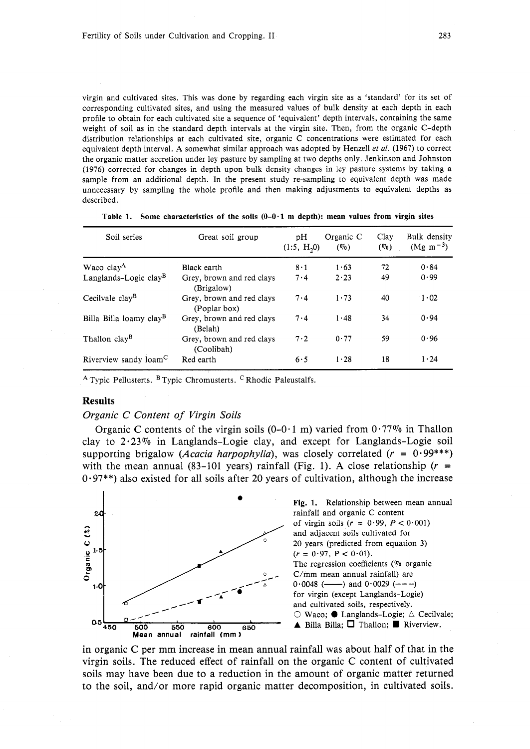virgin and cultivated sites. This was done by regarding each virgin site as a 'standard' for its set of corresponding cultivated sites, and using the measured values of bulk density at each depth in each profile to obtain for each cultivated site a sequence of 'equivalent' depth intervals, containing the same weight of soil as in the standard depth intervals at the virgin site. Then, from the organic C-depth distribution relationships at each cultivated site, organic C concentrations were estimated for each equivalent depth interval. A somewhat similar approach was adopted by Henzell *et al.* (1967) to correct the organic matter accretion under ley pasture by sampling at two depths only. Jenkinson and Johnston (1976) corrected for changes in depth upon bulk density changes in ley pasture systems by taking a sample from an additional depth. In the present study re-sampling to equivalent depth was made unnecessary by sampling the whole profile and then making adjustments to equivalent depths as described.

**Table 1. Some characteristics of the soils (0–0·1 m depth): mean values from virgin sites**

| Soil series | Great soil group | pH (1:5, $H_2O$) | Organic C (%) | Clay (%) | Bulk density (Mg $m^{-3}$) |
|---|---|---|---|---|---|
| Waco clay[A] | Black earth | 8·1 | 1·63 | 72 | 0·84 |
| Langlands-Logie clay[B] | Grey, brown and red clays (Brigalow) | 7·4 | 2·23 | 49 | 0·99 |
| Cecilvale clay[B] | Grey, brown and red clays (Poplar box) | 7·4 | 1·73 | 40 | 1·02 |
| Billa Billa loamy clay[B] | Grey, brown and red clays (Belah) | 7·4 | 1·48 | 34 | 0·94 |
| Thallon clay[B] | Grey, brown and red clays (Coolibah) | 7·2 | 0·77 | 59 | 0·96 |
| Riverview sandy loam[C] | Red earth | 6·5 | 1·28 | 18 | 1·24 |

[A] Typic Pellusterts. [B] Typic Chromusterts. [C] Rhodic Paleustalfs.

## Results

### *Organic C Content of Virgin Soils*

Organic C contents of the virgin soils (0–0·1 m) varied from 0·77% in Thallon clay to 2·23% in Langlands-Logie clay, and except for Langlands-Logie soil supporting brigalow (*Acacia harpophylla*), was closely correlated ($r$ = 0·99***) with the mean annual (83–101 years) rainfall (Fig. 1). A close relationship ($r$ = 0·97**) also existed for all soils after 20 years of cultivation, although the increase in organic C per mm increase in mean annual rainfall was about half of that in the virgin soils. The reduced effect of rainfall on the organic C content of cultivated soils may have been due to a reduction in the amount of organic matter returned to the soil, and/or more rapid organic matter decomposition, in cultivated soils.

**Fig. 1.** Relationship between mean annual rainfall and organic C content of virgin soils ($r$ = 0·99, $P$ < 0·001) and adjacent soils cultivated for 20 years (predicted from equation 3) ($r$ = 0·97, $P$ < 0·01). The regression coefficients (% organic C/mm mean annual rainfall) are 0·0048 (——) and 0·0029 (– – –) for virgin (except Langlands-Logie) and cultivated soils, respectively. ○ Waco; ● Langlands-Logie; △ Cecilvale; ▲ Billa Billa; □ Thallon; ■ Riverview.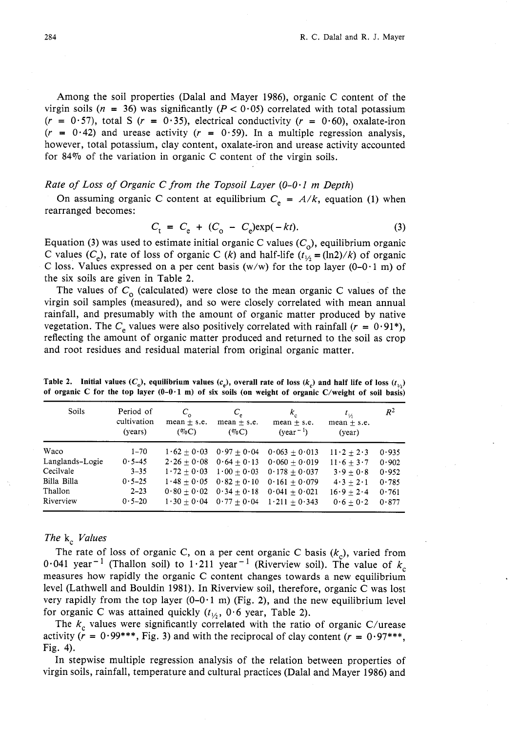Among the soil properties (Dalal and Mayer 1986), organic C content of the virgin soils ($n = 36$) was significantly ($P < 0.05$) correlated with total potassium ($r = 0.57$), total S ($r = 0.35$), electrical conductivity ($r = 0.60$), oxalate-iron ($r = 0.42$) and urease activity ($r = 0.59$). In a multiple regression analysis, however, total potassium, clay content, oxalate-iron and urease activity accounted for 84% of the variation in organic C content of the virgin soils.

### *Rate of Loss of Organic C from the Topsoil Layer (0–0·1 m Depth)*

On assuming organic C content at equilibrium $C_e = A/k$, equation (1) when rearranged becomes:

$$C_t = C_e + (C_o - C_e)\exp(-kt). \tag{3}$$

Equation (3) was used to estimate initial organic C values ($C_o$), equilibrium organic C values ($C_e$), rate of loss of organic C ($k$) and half-life ($t_{1/2} = (\ln 2)/k$) of organic C loss. Values expressed on a per cent basis (w/w) for the top layer (0–0·1 m) of the six soils are given in Table 2.

The values of $C_o$ (calculated) were close to the mean organic C values of the virgin soil samples (measured), and so were closely correlated with mean annual rainfall, and presumably with the amount of organic matter produced by native vegetation. The $C_e$ values were also positively correlated with rainfall ($r = 0.91$*), reflecting the amount of organic matter produced and returned to the soil as crop and root residues and residual material from original organic matter.

**Table 2. Initial values ($C_o$), equilibrium values ($c_e$), overall rate of loss ($k_c$) and half life of loss ($t_{1/2}$) of organic C for the top layer (0–0·1 m) of six soils (on weight of organic C/weight of soil basis)**

| Soils | Period of cultivation (years) | $C_o$ mean ± s.e. (%C) | $C_e$ mean ± s.e. (%C) | $k_c$ mean ± s.e. (year$^{-1}$) | $t_{1/2}$ mean ± s.e. (year) | $R^2$ |
|---|---|---|---|---|---|---|
| Waco | 1–70 | 1·62 ± 0·03 | 0·97 ± 0·04 | 0·063 ± 0·013 | 11·2 ± 2·3 | 0·935 |
| Langlands-Logie | 0·5–45 | 2·26 ± 0·08 | 0·64 ± 0·13 | 0·060 ± 0·019 | 11·6 ± 3·7 | 0·902 |
| Cecilvale | 3–35 | 1·72 ± 0·03 | 1·00 ± 0·03 | 0·178 ± 0·037 | 3·9 ± 0·8 | 0·952 |
| Billa Billa | 0·5–25 | 1·48 ± 0·05 | 0·82 ± 0·10 | 0·161 ± 0·079 | 4·3 ± 2·1 | 0·785 |
| Thallon | 2–23 | 0·80 ± 0·02 | 0·34 ± 0·18 | 0·041 ± 0·021 | 16·9 ± 2·4 | 0·761 |
| Riverview | 0·5–20 | 1·30 ± 0·04 | 0·77 ± 0·04 | 1·211 ± 0·343 | 0·6 ± 0·2 | 0·877 |

### *The $k_c$ Values*

The rate of loss of organic C, on a per cent organic C basis ($k_c$), varied from 0·041 year$^{-1}$ (Thallon soil) to 1·211 year$^{-1}$ (Riverview soil). The value of $k_c$ measures how rapidly the organic C content changes towards a new equilibrium level (Lathwell and Bouldin 1981). In Riverview soil, therefore, organic C was lost very rapidly from the top layer (0–0·1 m) (Fig. 2), and the new equilibrium level for organic C was attained quickly ($t_{1/2}$, 0·6 year, Table 2).

The $k_c$ values were significantly correlated with the ratio of organic C/urease activity ($r = 0.99$***, Fig. 3) and with the reciprocal of clay content ($r = 0.97$***, Fig. 4).

In stepwise multiple regression analysis of the relation between properties of virgin soils, rainfall, temperature and cultural practices (Dalal and Mayer 1986) and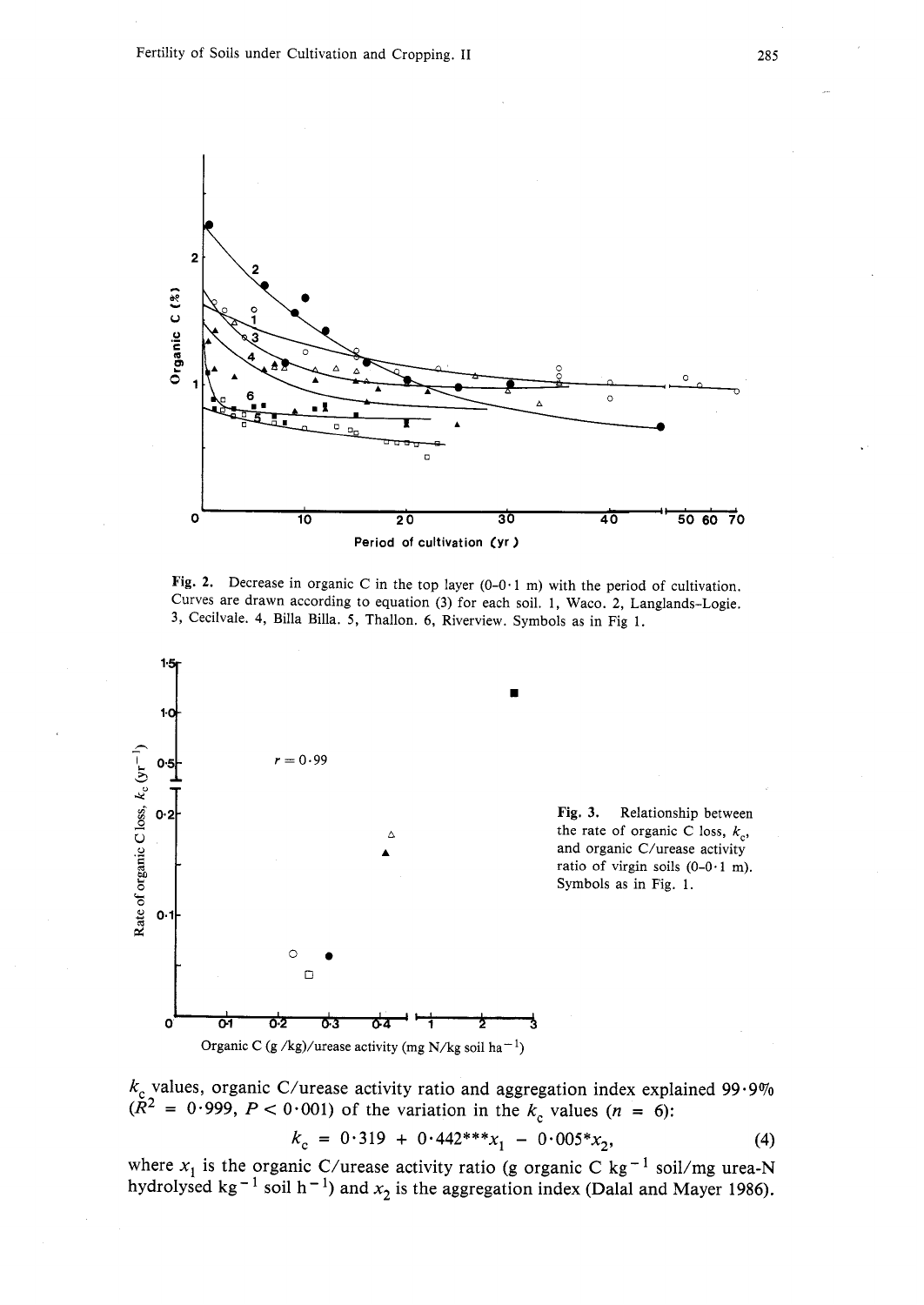**Fig. 2.** Decrease in organic C in the top layer (0–0·1 m) with the period of cultivation. Curves are drawn according to equation (3) for each soil. 1, Waco. 2, Langlands-Logie. 3, Cecilvale. 4, Billa Billa. 5, Thallon. 6, Riverview. Symbols as in Fig 1.

**Fig. 3.** Relationship between the rate of organic C loss, $k_c$, and organic C/urease activity ratio of virgin soils (0–0·1 m). Symbols as in Fig. 1.

$k_c$ values, organic C/urease activity ratio and aggregation index explained 99·9% ($R^2 = 0 \cdot 999$, $P < 0 \cdot 001$) of the variation in the $k_c$ values ($n = 6$):

$$k_c = 0 \cdot 319 + 0 \cdot 442^{***} x_1 - 0 \cdot 005^{*} x_2, \tag{4}$$

where $x_1$ is the organic C/urease activity ratio (g organic C $kg^{-1}$ soil/mg urea-N hydrolysed $kg^{-1}$ soil $h^{-1}$) and $x_2$ is the aggregation index (Dalal and Mayer 1986).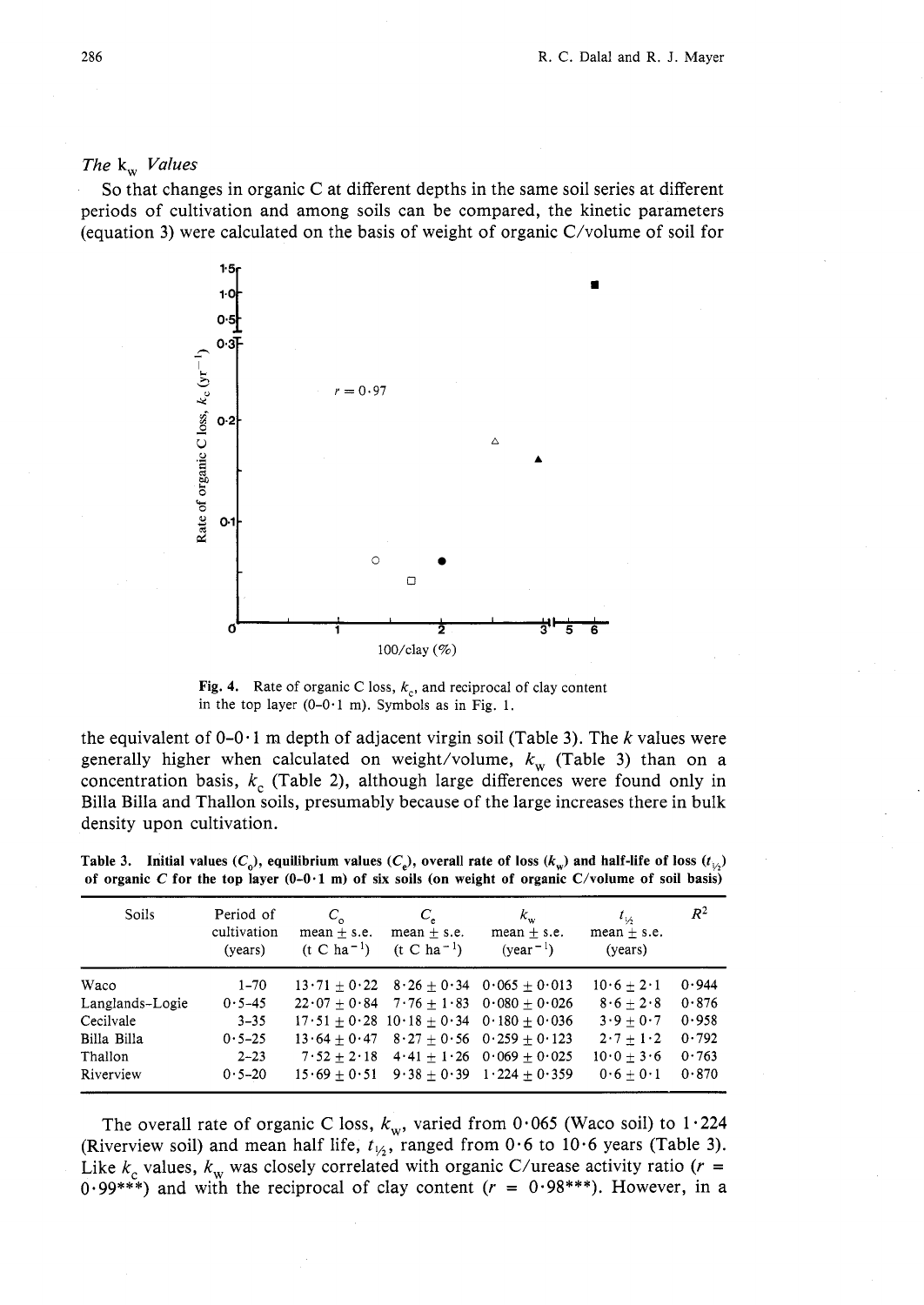### The $k_w$ Values

So that changes in organic C at different depths in the same soil series at different periods of cultivation and among soils can be compared, the kinetic parameters (equation 3) were calculated on the basis of weight of organic C/volume of soil for the equivalent of 0–0·1 m depth of adjacent virgin soil (Table 3). The $k$ values were generally higher when calculated on weight/volume, $k_w$ (Table 3) than on a concentration basis, $k_c$ (Table 2), although large differences were found only in Billa Billa and Thallon soils, presumably because of the large increases there in bulk density upon cultivation.

**Fig. 4.** Rate of organic C loss, $k_c$, and reciprocal of clay content in the top layer (0–0·1 m). Symbols as in Fig. 1.

**Table 3. Initial values ($C_0$), equilibrium values ($C_e$), overall rate of loss ($k_w$) and half-life of loss ($t_{½}$) of organic C for the top layer (0–0·1 m) of six soils (on weight of organic C/volume of soil basis)**

| Soils | Period of cultivation (years) | $C_0$ mean ± s.e. (t C $ha^{-1}$) | $C_e$ mean ± s.e. (t C $ha^{-1}$) | $k_w$ mean ± s.e. ($year^{-1}$) | $t_{½}$ mean ± s.e. (years) | $R^2$ |
|---|---|---|---|---|---|---|
| Waco | 1–70 | 13·71 ± 0·22 | 8·26 ± 0·34 | 0·065 ± 0·013 | 10·6 ± 2·1 | 0·944 |
| Langlands-Logie | 0·5–45 | 22·07 ± 0·84 | 7·76 ± 1·83 | 0·080 ± 0·026 | 8·6 ± 2·8 | 0·876 |
| Cecilvale | 3–35 | 17·51 ± 0·28 | 10·18 ± 0·34 | 0·180 ± 0·036 | 3·9 ± 0·7 | 0·958 |
| Billa Billa | 0·5–25 | 13·64 ± 0·47 | 8·27 ± 0·56 | 0·259 ± 0·123 | 2·7 ± 1·2 | 0·792 |
| Thallon | 2–23 | 7·52 ± 2·18 | 4·41 ± 1·26 | 0·069 ± 0·025 | 10·0 ± 3·6 | 0·763 |
| Riverview | 0·5–20 | 15·69 ± 0·51 | 9·38 ± 0·39 | 1·224 ± 0·359 | 0·6 ± 0·1 | 0·870 |

The overall rate of organic C loss, $k_w$, varied from 0·065 (Waco soil) to 1·224 (Riverview soil) and mean half life, $t_{½}$, ranged from 0·6 to 10·6 years (Table 3). Like $k_c$ values, $k_w$ was closely correlated with organic C/urease activity ratio ($r$ = 0·99***) and with the reciprocal of clay content ($r$ = 0·98***). However, in a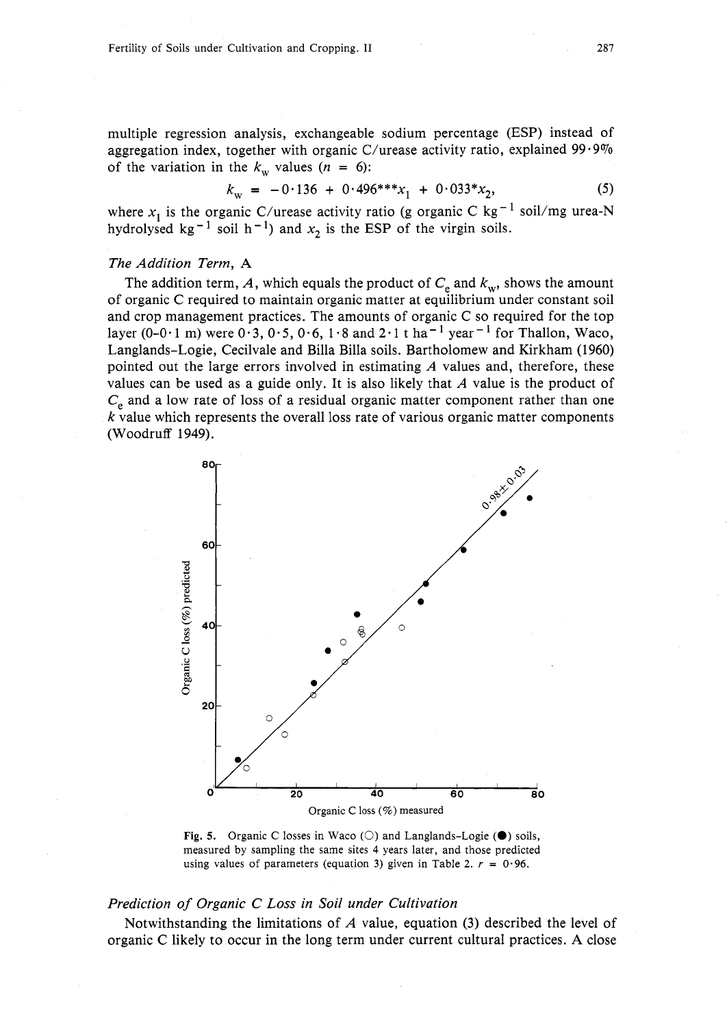multiple regression analysis, exchangeable sodium percentage (ESP) instead of aggregation index, together with organic C/urease activity ratio, explained 99·9% of the variation in the $k_w$ values ($n$ = 6):

$$k_w = -0{\cdot}136 + 0{\cdot}496^{***}x_1 + 0{\cdot}033^{*}x_2, \tag{5}$$

where $x_1$ is the organic C/urease activity ratio (g organic C kg$^{-1}$ soil/mg urea-N hydrolysed kg$^{-1}$ soil h$^{-1}$) and $x_2$ is the ESP of the virgin soils.

### *The Addition Term,* A

The addition term, $A$, which equals the product of $C_e$ and $k_w$, shows the amount of organic C required to maintain organic matter at equilibrium under constant soil and crop management practices. The amounts of organic C so required for the top layer (0–0·1 m) were 0·3, 0·5, 0·6, 1·8 and 2·1 t ha$^{-1}$ year$^{-1}$ for Thallon, Waco, Langlands–Logie, Cecilvale and Billa Billa soils. Bartholomew and Kirkham (1960) pointed out the large errors involved in estimating $A$ values and, therefore, these values can be used as a guide only. It is also likely that $A$ value is the product of $C_e$ and a low rate of loss of a residual organic matter component rather than one $k$ value which represents the overall loss rate of various organic matter components (Woodruff 1949).

**Fig. 5.** Organic C losses in Waco (○) and Langlands–Logie (●) soils, measured by sampling the same sites 4 years later, and those predicted using values of parameters (equation 3) given in Table 2. $r$ = 0·96.

### *Prediction of Organic C Loss in Soil under Cultivation*

Notwithstanding the limitations of $A$ value, equation (3) described the level of organic C likely to occur in the long term under current cultural practices. A close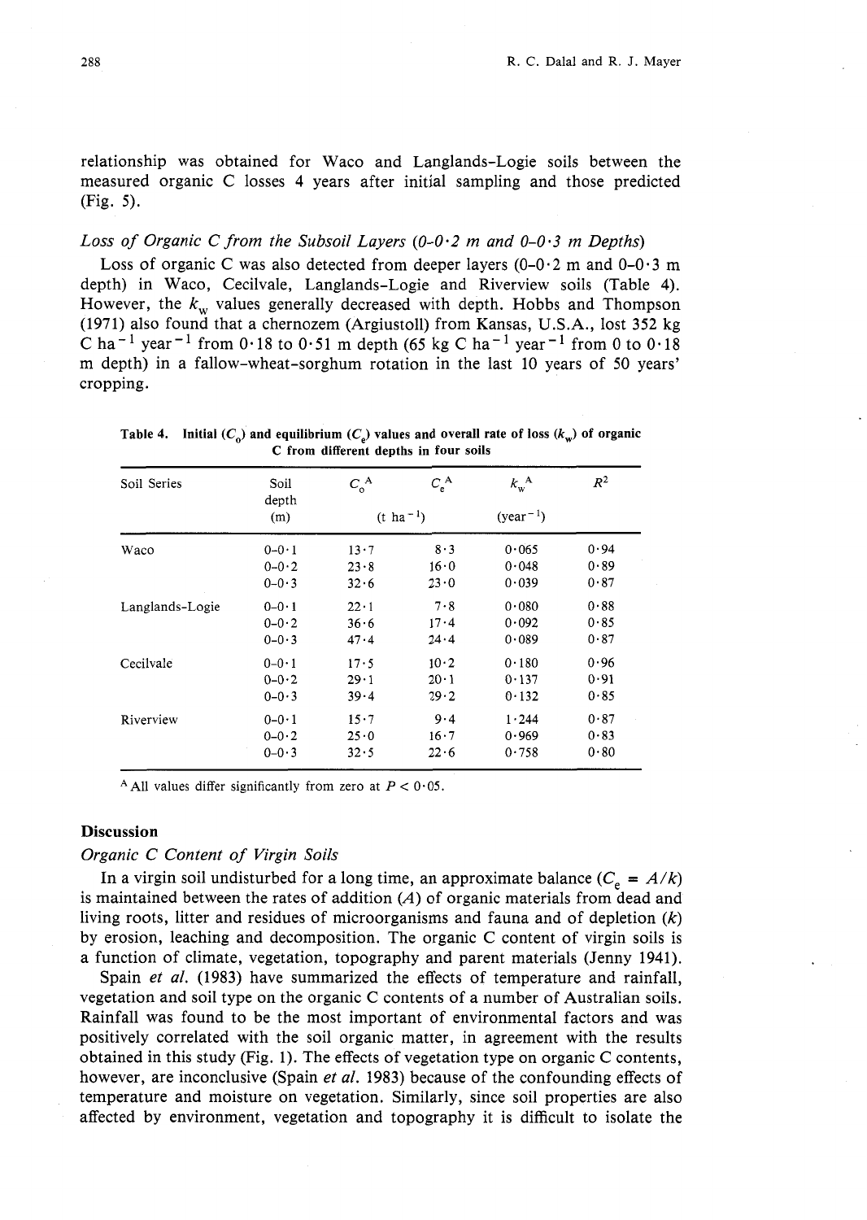relationship was obtained for Waco and Langlands-Logie soils between the measured organic C losses 4 years after initial sampling and those predicted (Fig. 5).

### *Loss of Organic C from the Subsoil Layers (0–0·2 m and 0–0·3 m Depths)*

Loss of organic C was also detected from deeper layers (0–0·2 m and 0–0·3 m depth) in Waco, Cecilvale, Langlands-Logie and Riverview soils (Table 4). However, the $k_w$ values generally decreased with depth. Hobbs and Thompson (1971) also found that a chernozem (Argiustoll) from Kansas, U.S.A., lost 352 kg C ha$^{-1}$ year$^{-1}$ from 0·18 to 0·51 m depth (65 kg C ha$^{-1}$ year$^{-1}$ from 0 to 0·18 m depth) in a fallow-wheat-sorghum rotation in the last 10 years of 50 years' cropping.

**Table 4. Initial ($C_0$) and equilibrium ($C_e$) values and overall rate of loss ($k_w$) of organic C from different depths in four soils**

| Soil Series | Soil depth (m) | $C_0$[A] (t ha$^{-1}$) | $C_e$[A] (t ha$^{-1}$) | $k_w$[A] (year$^{-1}$) | $R^2$ |
|---|---|---|---|---|---|
| Waco | 0–0·1 | 13·7 | 8·3 | 0·065 | 0·94 |
| | 0–0·2 | 23·8 | 16·0 | 0·048 | 0·89 |
| | 0–0·3 | 32·6 | 23·0 | 0·039 | 0·87 |
| Langlands-Logie | 0–0·1 | 22·1 | 7·8 | 0·080 | 0·88 |
| | 0–0·2 | 36·6 | 17·4 | 0·092 | 0·85 |
| | 0–0·3 | 47·4 | 24·4 | 0·089 | 0·87 |
| Cecilvale | 0–0·1 | 17·5 | 10·2 | 0·180 | 0·96 |
| | 0–0·2 | 29·1 | 20·1 | 0·137 | 0·91 |
| | 0–0·3 | 39·4 | 29·2 | 0·132 | 0·85 |
| Riverview | 0–0·1 | 15·7 | 9·4 | 1·244 | 0·87 |
| | 0–0·2 | 25·0 | 16·7 | 0·969 | 0·83 |
| | 0–0·3 | 32·5 | 22·6 | 0·758 | 0·80 |

[A] All values differ significantly from zero at $P < 0·05$.

## Discussion

### *Organic C Content of Virgin Soils*

In a virgin soil undisturbed for a long time, an approximate balance ($C_e = A/k$) is maintained between the rates of addition ($A$) of organic materials from dead and living roots, litter and residues of microorganisms and fauna and of depletion ($k$) by erosion, leaching and decomposition. The organic C content of virgin soils is a function of climate, vegetation, topography and parent materials (Jenny 1941).

Spain *et al.* (1983) have summarized the effects of temperature and rainfall, vegetation and soil type on the organic C contents of a number of Australian soils. Rainfall was found to be the most important of environmental factors and was positively correlated with the soil organic matter, in agreement with the results obtained in this study (Fig. 1). The effects of vegetation type on organic C contents, however, are inconclusive (Spain *et al.* 1983) because of the confounding effects of temperature and moisture on vegetation. Similarly, since soil properties are also affected by environment, vegetation and topography it is difficult to isolate the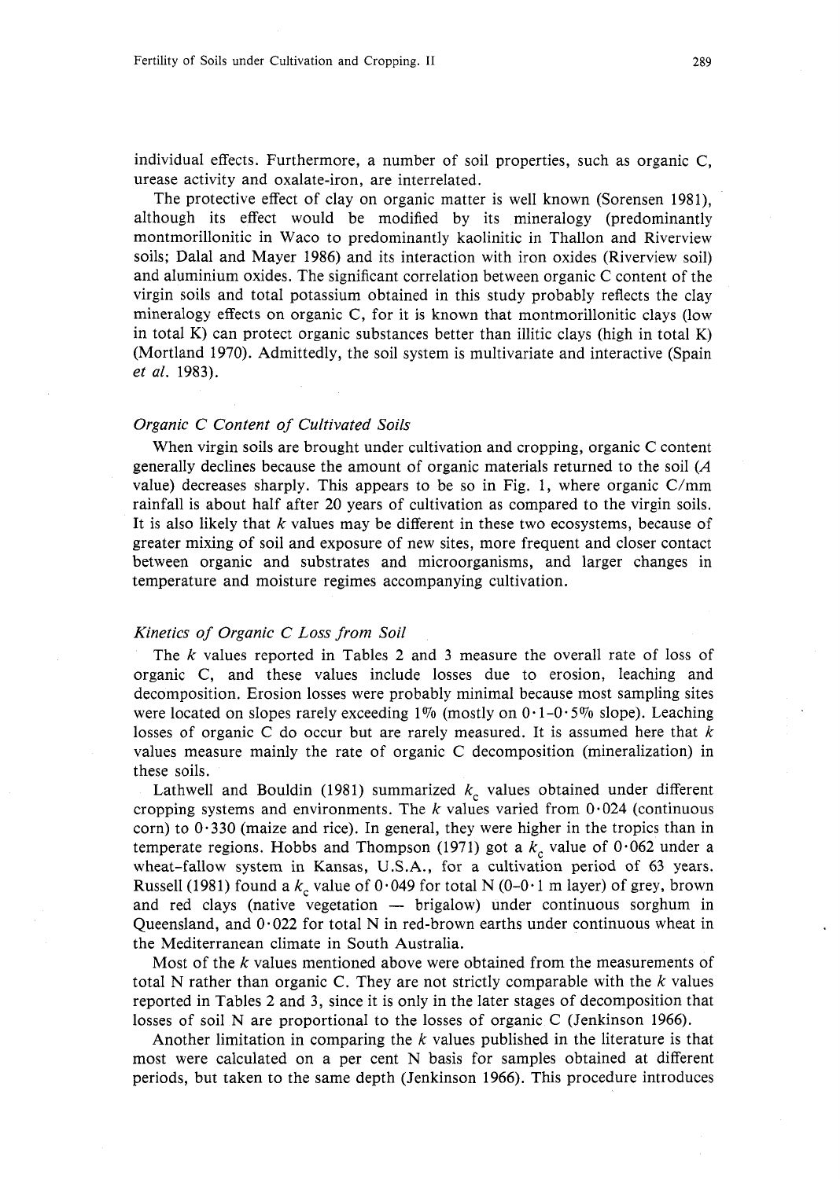individual effects. Furthermore, a number of soil properties, such as organic C, urease activity and oxalate-iron, are interrelated.

The protective effect of clay on organic matter is well known (Sorensen 1981), although its effect would be modified by its mineralogy (predominantly montmorillonitic in Waco to predominantly kaolinitic in Thallon and Riverview soils; Dalal and Mayer 1986) and its interaction with iron oxides (Riverview soil) and aluminium oxides. The significant correlation between organic C content of the virgin soils and total potassium obtained in this study probably reflects the clay mineralogy effects on organic C, for it is known that montmorillonitic clays (low in total K) can protect organic substances better than illitic clays (high in total K) (Mortland 1970). Admittedly, the soil system is multivariate and interactive (Spain *et al.* 1983).

### *Organic C Content of Cultivated Soils*

When virgin soils are brought under cultivation and cropping, organic C content generally declines because the amount of organic materials returned to the soil ($A$ value) decreases sharply. This appears to be so in Fig. 1, where organic C/mm rainfall is about half after 20 years of cultivation as compared to the virgin soils. It is also likely that $k$ values may be different in these two ecosystems, because of greater mixing of soil and exposure of new sites, more frequent and closer contact between organic and substrates and microorganisms, and larger changes in temperature and moisture regimes accompanying cultivation.

### *Kinetics of Organic C Loss from Soil*

The $k$ values reported in Tables 2 and 3 measure the overall rate of loss of organic C, and these values include losses due to erosion, leaching and decomposition. Erosion losses were probably minimal because most sampling sites were located on slopes rarely exceeding 1% (mostly on 0·1–0·5% slope). Leaching losses of organic C do occur but are rarely measured. It is assumed here that $k$ values measure mainly the rate of organic C decomposition (mineralization) in these soils.

Lathwell and Bouldin (1981) summarized $k_c$ values obtained under different cropping systems and environments. The $k$ values varied from 0·024 (continuous corn) to 0·330 (maize and rice). In general, they were higher in the tropics than in temperate regions. Hobbs and Thompson (1971) got a $k_c$ value of 0·062 under a wheat–fallow system in Kansas, U.S.A., for a cultivation period of 63 years. Russell (1981) found a $k_c$ value of 0·049 for total N (0–0·1 m layer) of grey, brown and red clays (native vegetation — brigalow) under continuous sorghum in Queensland, and 0·022 for total N in red-brown earths under continuous wheat in the Mediterranean climate in South Australia.

Most of the $k$ values mentioned above were obtained from the measurements of total N rather than organic C. They are not strictly comparable with the $k$ values reported in Tables 2 and 3, since it is only in the later stages of decomposition that losses of soil N are proportional to the losses of organic C (Jenkinson 1966).

Another limitation in comparing the $k$ values published in the literature is that most were calculated on a per cent N basis for samples obtained at different periods, but taken to the same depth (Jenkinson 1966). This procedure introduces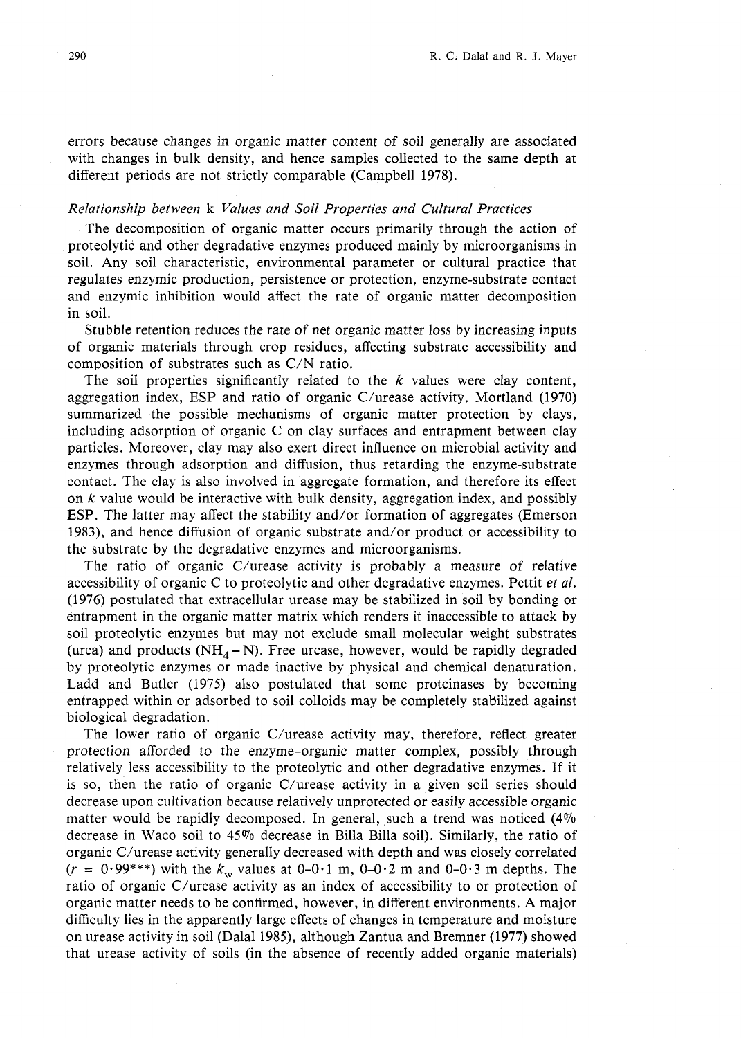errors because changes in organic matter content of soil generally are associated with changes in bulk density, and hence samples collected to the same depth at different periods are not strictly comparable (Campbell 1978).

### *Relationship between* k *Values and Soil Properties and Cultural Practices*

The decomposition of organic matter occurs primarily through the action of proteolytic and other degradative enzymes produced mainly by microorganisms in soil. Any soil characteristic, environmental parameter or cultural practice that regulates enzymic production, persistence or protection, enzyme-substrate contact and enzymic inhibition would affect the rate of organic matter decomposition in soil.

Stubble retention reduces the rate of net organic matter loss by increasing inputs of organic materials through crop residues, affecting substrate accessibility and composition of substrates such as C/N ratio.

The soil properties significantly related to the $k$ values were clay content, aggregation index, ESP and ratio of organic C/urease activity. Mortland (1970) summarized the possible mechanisms of organic matter protection by clays, including adsorption of organic C on clay surfaces and entrapment between clay particles. Moreover, clay may also exert direct influence on microbial activity and enzymes through adsorption and diffusion, thus retarding the enzyme-substrate contact. The clay is also involved in aggregate formation, and therefore its effect on $k$ value would be interactive with bulk density, aggregation index, and possibly ESP. The latter may affect the stability and/or formation of aggregates (Emerson 1983), and hence diffusion of organic substrate and/or product or accessibility to the substrate by the degradative enzymes and microorganisms.

The ratio of organic C/urease activity is probably a measure of relative accessibility of organic C to proteolytic and other degradative enzymes. Pettit *et al.* (1976) postulated that extracellular urease may be stabilized in soil by bonding or entrapment in the organic matter matrix which renders it inaccessible to attack by soil proteolytic enzymes but may not exclude small molecular weight substrates (urea) and products ($NH_4-N$). Free urease, however, would be rapidly degraded by proteolytic enzymes or made inactive by physical and chemical denaturation. Ladd and Butler (1975) also postulated that some proteinases by becoming entrapped within or adsorbed to soil colloids may be completely stabilized against biological degradation.

The lower ratio of organic C/urease activity may, therefore, reflect greater protection afforded to the enzyme–organic matter complex, possibly through relatively less accessibility to the proteolytic and other degradative enzymes. If it is so, then the ratio of organic C/urease activity in a given soil series should decrease upon cultivation because relatively unprotected or easily accessible organic matter would be rapidly decomposed. In general, such a trend was noticed (4% decrease in Waco soil to 45% decrease in Billa Billa soil). Similarly, the ratio of organic C/urease activity generally decreased with depth and was closely correlated ($r = 0 \cdot 99$***) with the $k_w$ values at 0–0·1 m, 0–0·2 m and 0–0·3 m depths. The ratio of organic C/urease activity as an index of accessibility to or protection of organic matter needs to be confirmed, however, in different environments. A major difficulty lies in the apparently large effects of changes in temperature and moisture on urease activity in soil (Dalal 1985), although Zantua and Bremner (1977) showed that urease activity of soils (in the absence of recently added organic materials)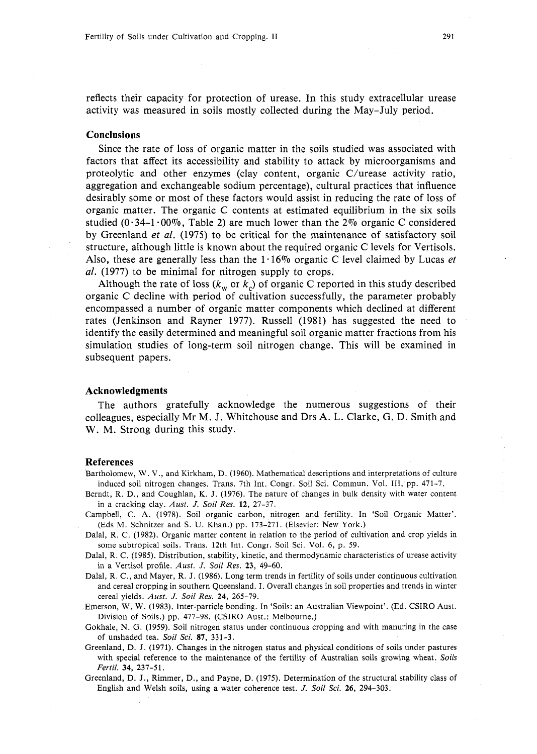reflects their capacity for protection of urease. In this study extracellular urease activity was measured in soils mostly collected during the May–July period.

## Conclusions

Since the rate of loss of organic matter in the soils studied was associated with factors that affect its accessibility and stability to attack by microorganisms and proteolytic and other enzymes (clay content, organic C/urease activity ratio, aggregation and exchangeable sodium percentage), cultural practices that influence desirably some or most of these factors would assist in reducing the rate of loss of organic matter. The organic C contents at estimated equilibrium in the six soils studied (0·34–1·00%, Table 2) are much lower than the 2% organic C considered by Greenland *et al.* (1975) to be critical for the maintenance of satisfactory soil structure, although little is known about the required organic C levels for Vertisols. Also, these are generally less than the 1·16% organic C level claimed by Lucas *et al.* (1977) to be minimal for nitrogen supply to crops.

Although the rate of loss ($k_w$ or $k_c$) of organic C reported in this study described organic C decline with period of cultivation successfully, the parameter probably encompassed a number of organic matter components which declined at different rates (Jenkinson and Rayner 1977). Russell (1981) has suggested the need to identify the easily determined and meaningful soil organic matter fractions from his simulation studies of long-term soil nitrogen change. This will be examined in subsequent papers.

## Acknowledgments

The authors gratefully acknowledge the numerous suggestions of their colleagues, especially Mr M. J. Whitehouse and Drs A. L. Clarke, G. D. Smith and W. M. Strong during this study.

## References

Bartholomew, W. V., and Kirkham, D. (1960). Mathematical descriptions and interpretations of culture induced soil nitrogen changes. Trans. 7th Int. Congr. Soil Sci. Commun. Vol. III, pp. 471–7.

Berndt, R. D., and Coughlan, K. J. (1976). The nature of changes in bulk density with water content in a cracking clay. *Aust. J. Soil Res.* **12**, 27–37.

Campbell, C. A. (1978). Soil organic carbon, nitrogen and fertility. In 'Soil Organic Matter'. (Eds M. Schnitzer and S. U. Khan.) pp. 173–271. (Elsevier: New York.)

Dalal, R. C. (1982). Organic matter content in relation to the period of cultivation and crop yields in some subtropical soils. Trans. 12th Int. Congr. Soil Sci. Vol. 6, p. 59.

Dalal, R. C. (1985). Distribution, stability, kinetic, and thermodynamic characteristics of urease activity in a Vertisol profile. *Aust. J. Soil Res.* **23**, 49–60.

Dalal, R. C., and Mayer, R. J. (1986). Long term trends in fertility of soils under continuous cultivation and cereal cropping in southern Queensland. I. Overall changes in soil properties and trends in winter cereal yields. *Aust. J. Soil Res.* **24**, 265–79.

Emerson, W. W. (1983). Inter-particle bonding. In 'Soils: an Australian Viewpoint'. (Ed. CSIRO Aust. Division of Soils.) pp. 477–98. (CSIRO Aust.: Melbourne.)

Gokhale, N. G. (1959). Soil nitrogen status under continuous cropping and with manuring in the case of unshaded tea. *Soil Sci.* **87**, 331–3.

Greenland, D. J. (1971). Changes in the nitrogen status and physical conditions of soils under pastures with special reference to the maintenance of the fertility of Australian soils growing wheat. *Soils Fertil.* **34**, 237–51.

Greenland, D. J., Rimmer, D., and Payne, D. (1975). Determination of the structural stability class of English and Welsh soils, using a water coherence test. *J. Soil Sci.* **26**, 294–303.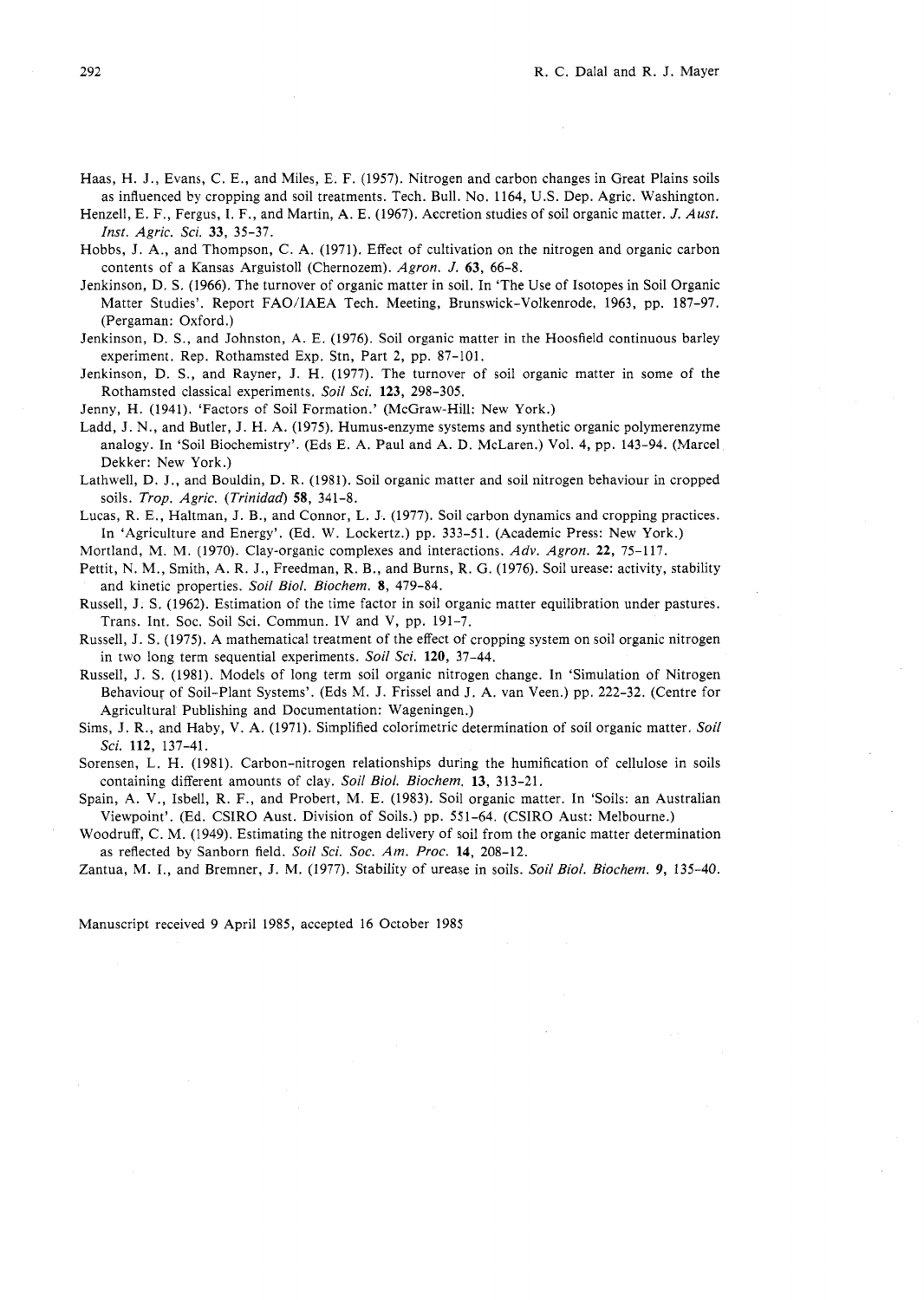Haas, H. J., Evans, C. E., and Miles, E. F. (1957). Nitrogen and carbon changes in Great Plains soils as influenced by cropping and soil treatments. Tech. Bull. No. 1164, U.S. Dep. Agric. Washington.

Henzell, E. F., Fergus, I. F., and Martin, A. E. (1967). Accretion studies of soil organic matter. *J. Aust. Inst. Agric. Sci.* **33**, 35–37.

Hobbs, J. A., and Thompson, C. A. (1971). Effect of cultivation on the nitrogen and organic carbon contents of a Kansas Arguistoll (Chernozem). *Agron. J.* **63**, 66–8.

Jenkinson, D. S. (1966). The turnover of organic matter in soil. In 'The Use of Isotopes in Soil Organic Matter Studies'. Report FAO/IAEA Tech. Meeting, Brunswick-Volkenrode, 1963, pp. 187–97. (Pergaman: Oxford.)

Jenkinson, D. S., and Johnston, A. E. (1976). Soil organic matter in the Hoosfield continuous barley experiment. Rep. Rothamsted Exp. Stn, Part 2, pp. 87–101.

Jenkinson, D. S., and Rayner, J. H. (1977). The turnover of soil organic matter in some of the Rothamsted classical experiments. *Soil Sci.* **123**, 298–305.

Jenny, H. (1941). 'Factors of Soil Formation.' (McGraw-Hill: New York.)

Ladd, J. N., and Butler, J. H. A. (1975). Humus-enzyme systems and synthetic organic polymerenzyme analogy. In 'Soil Biochemistry'. (Eds E. A. Paul and A. D. McLaren.) Vol. 4, pp. 143–94. (Marcel Dekker: New York.)

Lathwell, D. J., and Bouldin, D. R. (1981). Soil organic matter and soil nitrogen behaviour in cropped soils. *Trop. Agric. (Trinidad)* **58**, 341–8.

Lucas, R. E., Haltman, J. B., and Connor, L. J. (1977). Soil carbon dynamics and cropping practices. In 'Agriculture and Energy'. (Ed. W. Lockertz.) pp. 333–51. (Academic Press: New York.)

Mortland, M. M. (1970). Clay-organic complexes and interactions. *Adv. Agron.* **22**, 75–117.

Pettit, N. M., Smith, A. R. J., Freedman, R. B., and Burns, R. G. (1976). Soil urease: activity, stability and kinetic properties. *Soil Biol. Biochem.* **8**, 479–84.

Russell, J. S. (1962). Estimation of the time factor in soil organic matter equilibration under pastures. Trans. Int. Soc. Soil Sci. Commun. IV and V, pp. 191–7.

Russell, J. S. (1975). A mathematical treatment of the effect of cropping system on soil organic nitrogen in two long term sequential experiments. *Soil Sci.* **120**, 37–44.

Russell, J. S. (1981). Models of long term soil organic nitrogen change. In 'Simulation of Nitrogen Behaviour of Soil-Plant Systems'. (Eds M. J. Frissel and J. A. van Veen.) pp. 222–32. (Centre for Agricultural Publishing and Documentation: Wageningen.)

Sims, J. R., and Haby, V. A. (1971). Simplified colorimetric determination of soil organic matter. *Soil Sci.* **112**, 137–41.

Sorensen, L. H. (1981). Carbon-nitrogen relationships during the humification of cellulose in soils containing different amounts of clay. *Soil Biol. Biochem.* **13**, 313–21.

Spain, A. V., Isbell, R. F., and Probert, M. E. (1983). Soil organic matter. In 'Soils: an Australian Viewpoint'. (Ed. CSIRO Aust. Division of Soils.) pp. 551–64. (CSIRO Aust: Melbourne.)

Woodruff, C. M. (1949). Estimating the nitrogen delivery of soil from the organic matter determination as reflected by Sanborn field. *Soil Sci. Soc. Am. Proc.* **14**, 208–12.

Zantua, M. I., and Bremner, J. M. (1977). Stability of urease in soils. *Soil Biol. Biochem.* **9**, 135–40.

Manuscript received 9 April 1985, accepted 16 October 1985